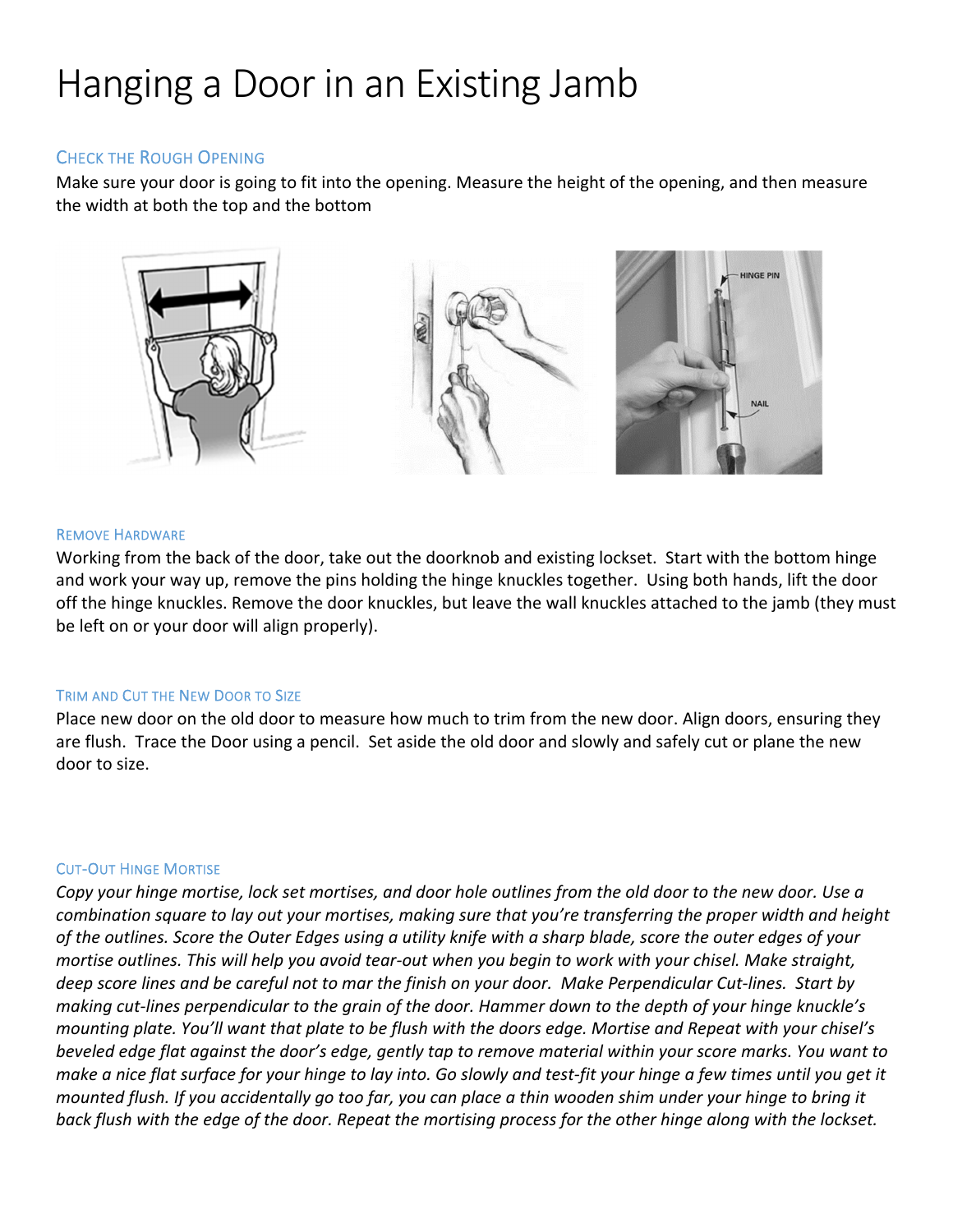# Hanging a Door in an Existing Jamb

### Check the Rough Opening

Make sure your door is going to fit into the opening. Measure the height of the opening, and then measure the width at both the top and the bottom

### Remove Hardware

Working from the back of the door, take out the doorknob and existing lockset. Start with the bottom hinge and work your way up, remove the pins holding the hinge knuckles together. Using both hands, lift the door off the hinge knuckles. Remove the door knuckles, but leave the wall knuckles attached to the jamb (they must be left on or your door will align properly).

### Trim and Cut the New Door to Size

Place new door on the old door to measure how much to trim from the new door. Align doors, ensuring they are flush. Trace the Door using a pencil. Set aside the old door and slowly and safely cut or plane the new door to size.

### Cut-Out Hinge Mortise

*Copy your hinge mortise, lock set mortises, and door hole outlines from the old door to the new door. Use a combination square to lay out your mortises, making sure that you're transferring the proper width and height of the outlines. Score the Outer Edges using a utility knife with a sharp blade, score the outer edges of your mortise outlines. This will help you avoid tear-out when you begin to work with your chisel. Make straight, deep score lines and be careful not to mar the finish on your door. Make Perpendicular Cut-lines. Start by making cut-lines perpendicular to the grain of the door. Hammer down to the depth of your hinge knuckle's mounting plate. You'll want that plate to be flush with the doors edge. Mortise and Repeat with your chisel's beveled edge flat against the door's edge, gently tap to remove material within your score marks. You want to make a nice flat surface for your hinge to lay into. Go slowly and test-fit your hinge a few times until you get it mounted flush. If you accidentally go too far, you can place a thin wooden shim under your hinge to bring it back flush with the edge of the door. Repeat the mortising process for the other hinge along with the lockset.*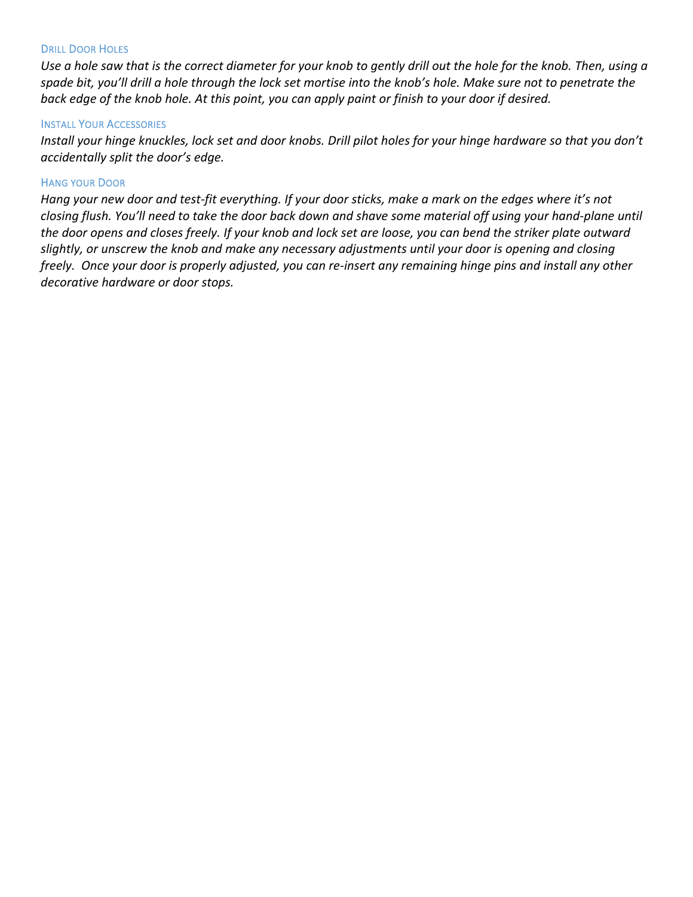### Drill Door Holes

*Use a hole saw that is the correct diameter for your knob to gently drill out the hole for the knob. Then, using a spade bit, you'll drill a hole through the lock set mortise into the knob's hole. Make sure not to penetrate the back edge of the knob hole. At this point, you can apply paint or finish to your door if desired.*

### Install Your Accessories

*Install your hinge knuckles, lock set and door knobs. Drill pilot holes for your hinge hardware so that you don't accidentally split the door's edge.*

### Hang your Door

*Hang your new door and test-fit everything. If your door sticks, make a mark on the edges where it's not closing flush. You'll need to take the door back down and shave some material off using your hand-plane until the door opens and closes freely. If your knob and lock set are loose, you can bend the striker plate outward slightly, or unscrew the knob and make any necessary adjustments until your door is opening and closing freely. Once your door is properly adjusted, you can re-insert any remaining hinge pins and install any other decorative hardware or door stops.*